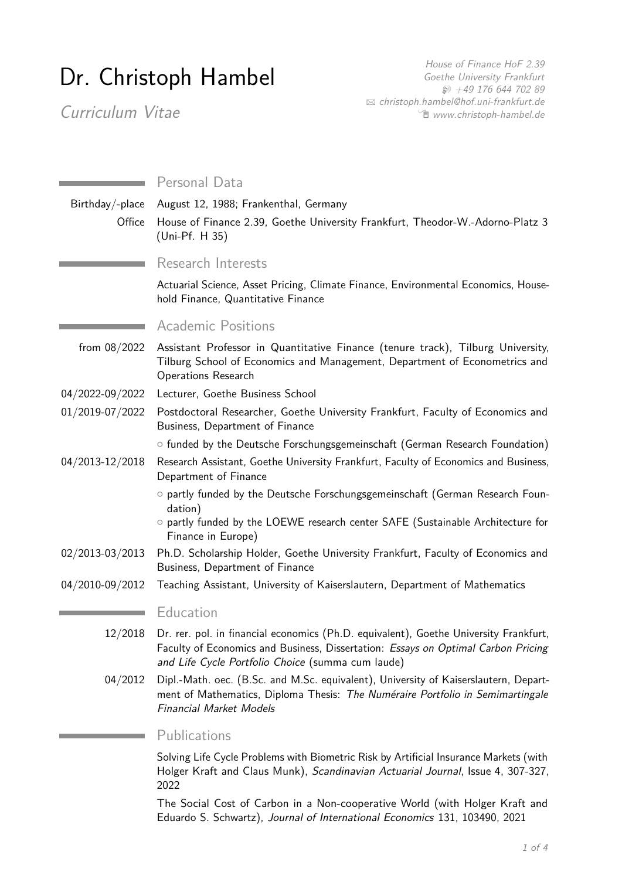# Dr. Christoph Hambel

*Curriculum Vitae*

*House of Finance HoF 2.39*
*Goethe University Frankfurt*
*+49 176 644 702 89*
*christoph.hambel@hof.uni-frankfurt.de*
*www.christoph-hambel.de*

## Personal Data

| | |
|---|---|
| Birthday/-place | August 12, 1988; Frankenthal, Germany |
| Office | House of Finance 2.39, Goethe University Frankfurt, Theodor-W.-Adorno-Platz 3 (Uni-Pf. H 35) |

## Research Interests

Actuarial Science, Asset Pricing, Climate Finance, Environmental Economics, Household Finance, Quantitative Finance

## Academic Positions

- **from 08/2022** Assistant Professor in Quantitative Finance (tenure track), Tilburg University, Tilburg School of Economics and Management, Department of Econometrics and Operations Research
- **04/2022-09/2022** Lecturer, Goethe Business School
- **01/2019-07/2022** Postdoctoral Researcher, Goethe University Frankfurt, Faculty of Economics and Business, Department of Finance
  - funded by the Deutsche Forschungsgemeinschaft (German Research Foundation)
- **04/2013-12/2018** Research Assistant, Goethe University Frankfurt, Faculty of Economics and Business, Department of Finance
  - partly funded by the Deutsche Forschungsgemeinschaft (German Research Foundation)
  - partly funded by the LOEWE research center SAFE (Sustainable Architecture for Finance in Europe)
- **02/2013-03/2013** Ph.D. Scholarship Holder, Goethe University Frankfurt, Faculty of Economics and Business, Department of Finance
- **04/2010-09/2012** Teaching Assistant, University of Kaiserslautern, Department of Mathematics

## Education

- **12/2018** Dr. rer. pol. in financial economics (Ph.D. equivalent), Goethe University Frankfurt, Faculty of Economics and Business, Dissertation: *Essays on Optimal Carbon Pricing and Life Cycle Portfolio Choice* (summa cum laude)
- **04/2012** Dipl.-Math. oec. (B.Sc. and M.Sc. equivalent), University of Kaiserslautern, Department of Mathematics, Diploma Thesis: *The Numéraire Portfolio in Semimartingale Financial Market Models*

## Publications

Solving Life Cycle Problems with Biometric Risk by Artificial Insurance Markets (with Holger Kraft and Claus Munk), *Scandinavian Actuarial Journal*, Issue 4, 307-327, 2022

The Social Cost of Carbon in a Non-cooperative World (with Holger Kraft and Eduardo S. Schwartz), *Journal of International Economics* 131, 103490, 2021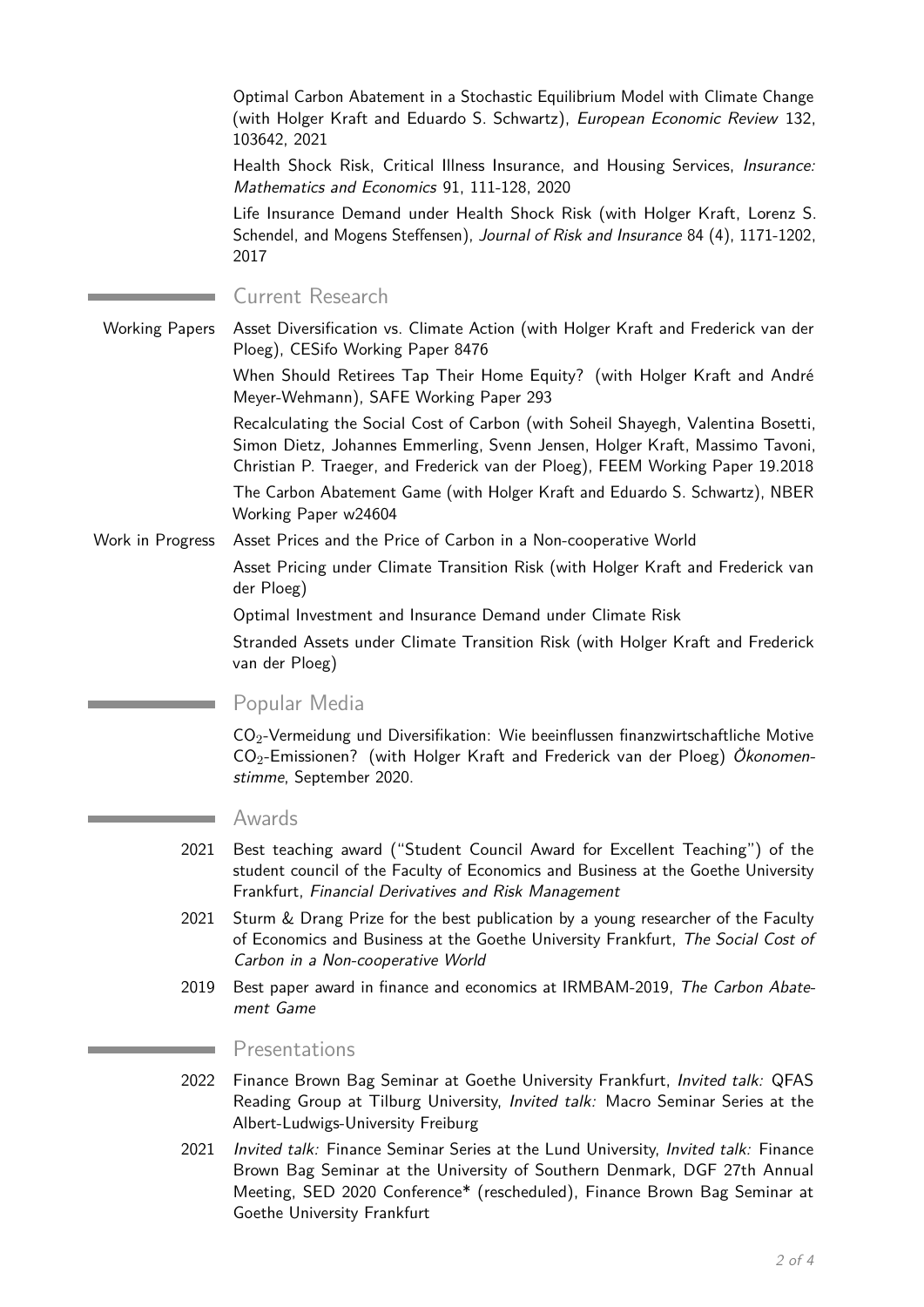Optimal Carbon Abatement in a Stochastic Equilibrium Model with Climate Change (with Holger Kraft and Eduardo S. Schwartz), *European Economic Review* 132, 103642, 2021

Health Shock Risk, Critical Illness Insurance, and Housing Services, *Insurance: Mathematics and Economics* 91, 111-128, 2020

Life Insurance Demand under Health Shock Risk (with Holger Kraft, Lorenz S. Schendel, and Mogens Steffensen), *Journal of Risk and Insurance* 84 (4), 1171-1202, 2017

## Current Research

**Working Papers**

Asset Diversification vs. Climate Action (with Holger Kraft and Frederick van der Ploeg), CESifo Working Paper 8476

When Should Retirees Tap Their Home Equity? (with Holger Kraft and André Meyer-Wehmann), SAFE Working Paper 293

Recalculating the Social Cost of Carbon (with Soheil Shayegh, Valentina Bosetti, Simon Dietz, Johannes Emmerling, Svenn Jensen, Holger Kraft, Massimo Tavoni, Christian P. Traeger, and Frederick van der Ploeg), FEEM Working Paper 19.2018

The Carbon Abatement Game (with Holger Kraft and Eduardo S. Schwartz), NBER Working Paper w24604

**Work in Progress**

Asset Prices and the Price of Carbon in a Non-cooperative World

Asset Pricing under Climate Transition Risk (with Holger Kraft and Frederick van der Ploeg)

Optimal Investment and Insurance Demand under Climate Risk

Stranded Assets under Climate Transition Risk (with Holger Kraft and Frederick van der Ploeg)

## Popular Media

$CO_2$-Vermeidung und Diversifikation: Wie beeinflussen finanzwirtschaftliche Motive $CO_2$-Emissionen? (with Holger Kraft and Frederick van der Ploeg) *Ökonomenstimme*, September 2020.

## Awards

**2021** Best teaching award ("Student Council Award for Excellent Teaching") of the student council of the Faculty of Economics and Business at the Goethe University Frankfurt, *Financial Derivatives and Risk Management*

**2021** Sturm & Drang Prize for the best publication by a young researcher of the Faculty of Economics and Business at the Goethe University Frankfurt, *The Social Cost of Carbon in a Non-cooperative World*

**2019** Best paper award in finance and economics at IRMBAM-2019, *The Carbon Abatement Game*

## Presentations

**2022** Finance Brown Bag Seminar at Goethe University Frankfurt, *Invited talk:* QFAS Reading Group at Tilburg University, *Invited talk:* Macro Seminar Series at the Albert-Ludwigs-University Freiburg

**2021** *Invited talk:* Finance Seminar Series at the Lund University, *Invited talk:* Finance Brown Bag Seminar at the University of Southern Denmark, DGF 27th Annual Meeting, SED 2020 Conference* (rescheduled), Finance Brown Bag Seminar at Goethe University Frankfurt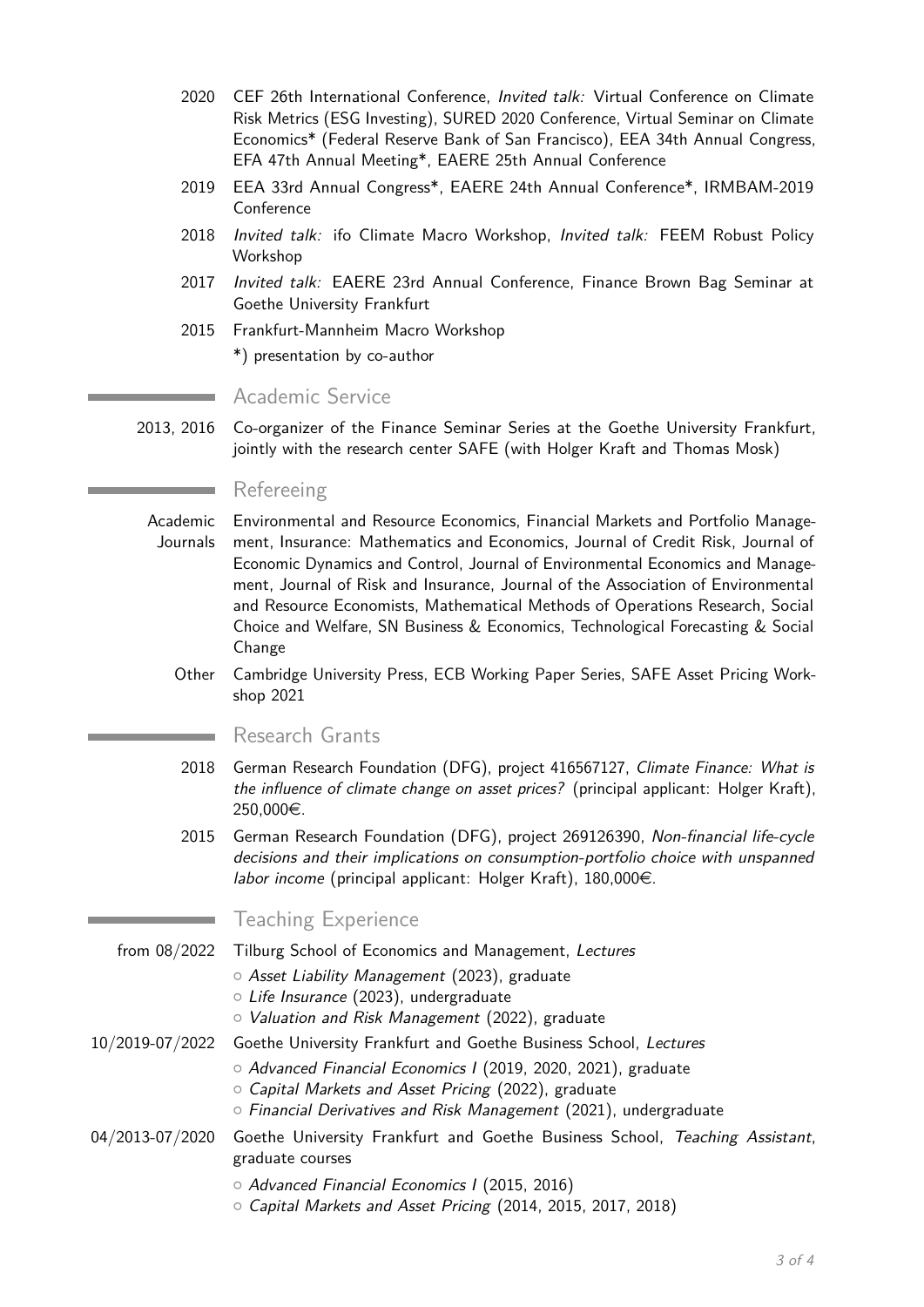- **2020** CEF 26th International Conference, *Invited talk:* Virtual Conference on Climate Risk Metrics (ESG Investing), SURED 2020 Conference, Virtual Seminar on Climate Economics* (Federal Reserve Bank of San Francisco), EEA 34th Annual Congress, EFA 47th Annual Meeting*, EAERE 25th Annual Conference
- **2019** EEA 33rd Annual Congress*, EAERE 24th Annual Conference*, IRMBAM-2019 Conference
- **2018** *Invited talk:* ifo Climate Macro Workshop, *Invited talk:* FEEM Robust Policy Workshop
- **2017** *Invited talk:* EAERE 23rd Annual Conference, Finance Brown Bag Seminar at Goethe University Frankfurt
- **2015** Frankfurt-Mannheim Macro Workshop

*) presentation by co-author

## Academic Service

- **2013, 2016** Co-organizer of the Finance Seminar Series at the Goethe University Frankfurt, jointly with the research center SAFE (with Holger Kraft and Thomas Mosk)

## Refereeing

- **Academic Journals** Environmental and Resource Economics, Financial Markets and Portfolio Management, Insurance: Mathematics and Economics, Journal of Credit Risk, Journal of Economic Dynamics and Control, Journal of Environmental Economics and Management, Journal of Risk and Insurance, Journal of the Association of Environmental and Resource Economists, Mathematical Methods of Operations Research, Social Choice and Welfare, SN Business & Economics, Technological Forecasting & Social Change
- **Other** Cambridge University Press, ECB Working Paper Series, SAFE Asset Pricing Workshop 2021

## Research Grants

- **2018** German Research Foundation (DFG), project 416567127, *Climate Finance: What is the influence of climate change on asset prices?* (principal applicant: Holger Kraft), 250,000€.
- **2015** German Research Foundation (DFG), project 269126390, *Non-financial life-cycle decisions and their implications on consumption-portfolio choice with unspanned labor income* (principal applicant: Holger Kraft), 180,000€.

## Teaching Experience

**from 08/2022** Tilburg School of Economics and Management, *Lectures*

- *Asset Liability Management* (2023), graduate
- *Life Insurance* (2023), undergraduate
- *Valuation and Risk Management* (2022), graduate

**10/2019-07/2022** Goethe University Frankfurt and Goethe Business School, *Lectures*

- *Advanced Financial Economics I* (2019, 2020, 2021), graduate
- *Capital Markets and Asset Pricing* (2022), graduate
- *Financial Derivatives and Risk Management* (2021), undergraduate

**04/2013-07/2020** Goethe University Frankfurt and Goethe Business School, *Teaching Assistant*, graduate courses

- *Advanced Financial Economics I* (2015, 2016)
- *Capital Markets and Asset Pricing* (2014, 2015, 2017, 2018)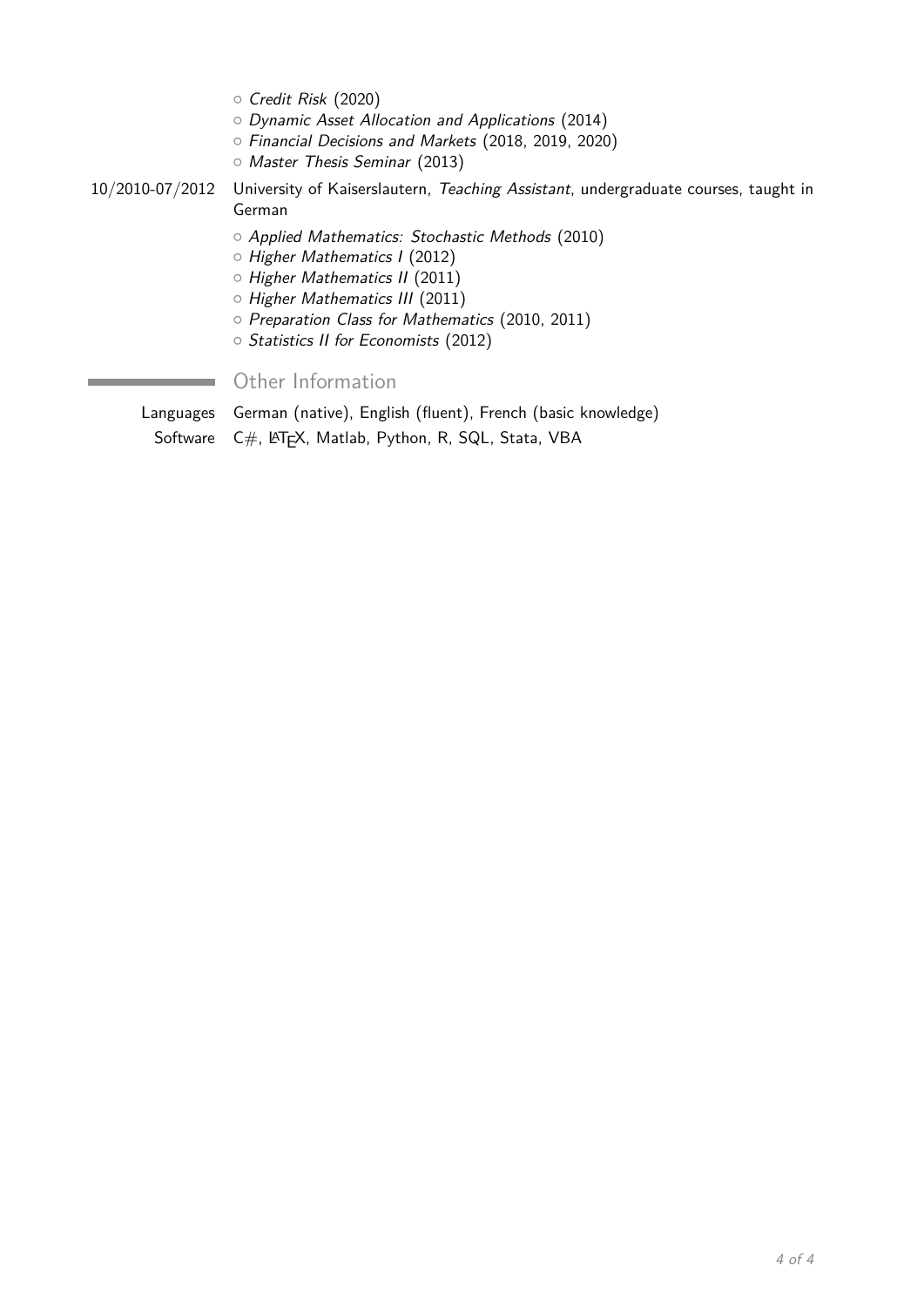- *Credit Risk* (2020)
- *Dynamic Asset Allocation and Applications* (2014)
- *Financial Decisions and Markets* (2018, 2019, 2020)
- *Master Thesis Seminar* (2013)

10/2010-07/2012 University of Kaiserslautern, *Teaching Assistant*, undergraduate courses, taught in German

- *Applied Mathematics: Stochastic Methods* (2010)
- *Higher Mathematics I* (2012)
- *Higher Mathematics II* (2011)
- *Higher Mathematics III* (2011)
- *Preparation Class for Mathematics* (2010, 2011)
- *Statistics II for Economists* (2012)

## Other Information

Languages German (native), English (fluent), French (basic knowledge)

Software C#, LaTeX, Matlab, Python, R, SQL, Stata, VBA